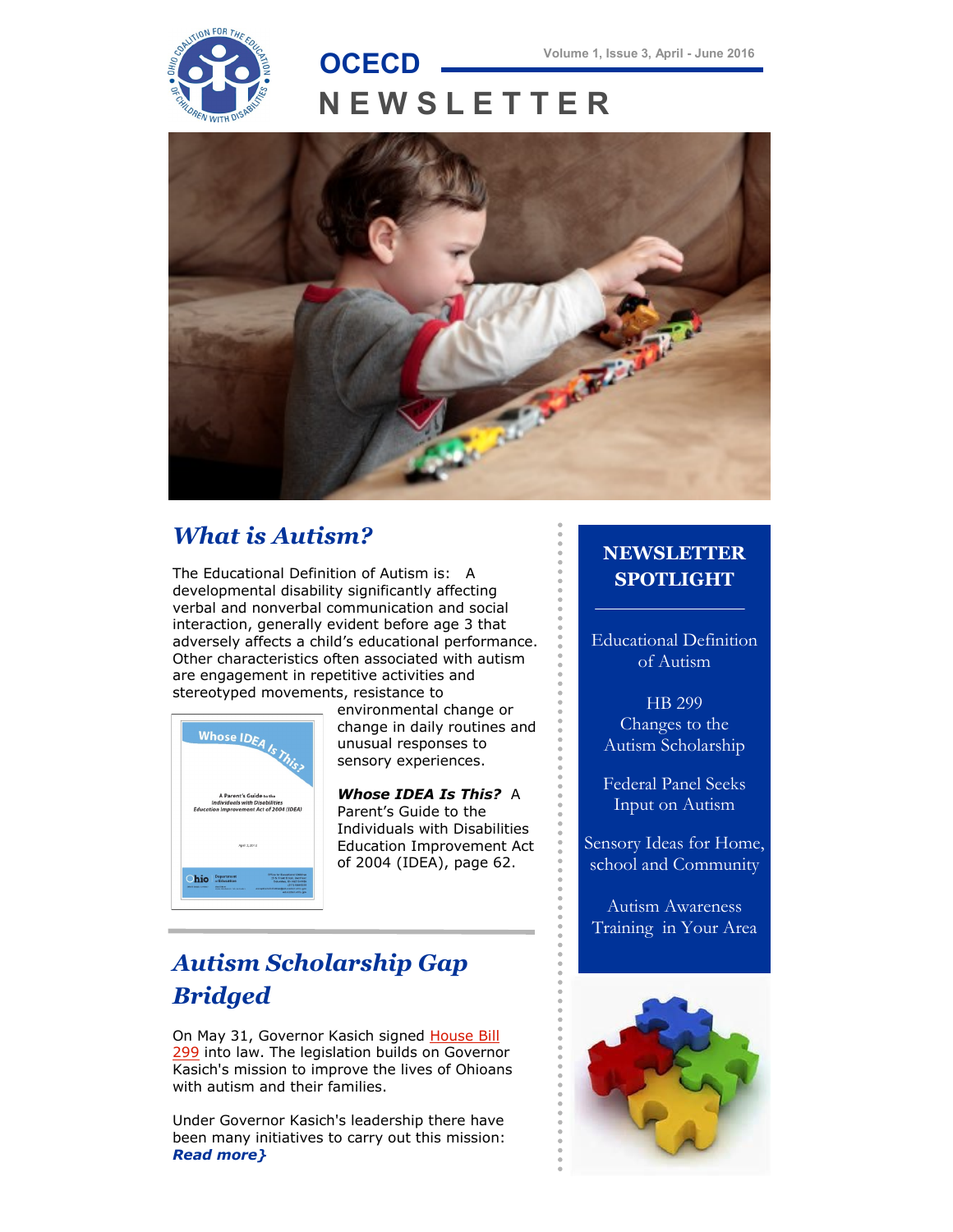# OCECD NEWSLETTER

Volume 1, Issue 3, April - June 2016

## *What is Autism?*

The Educational Definition of Autism is: A developmental disability significantly affecting verbal and nonverbal communication and social interaction, generally evident before age 3 that adversely affects a child's educational performance. Other characteristics often associated with autism are engagement in repetitive activities and stereotyped movements, resistance to environmental change or change in daily routines and unusual responses to sensory experiences.

***Whose IDEA Is This?*** A Parent's Guide to the Individuals with Disabilities Education Improvement Act of 2004 (IDEA), page 62.

## *Autism Scholarship Gap Bridged*

On May 31, Governor Kasich signed House Bill 299 into law. The legislation builds on Governor Kasich's mission to improve the lives of Ohioans with autism and their families.

Under Governor Kasich's leadership there have been many initiatives to carry out this mission: ***Read more}***

## NEWSLETTER SPOTLIGHT

Educational Definition of Autism

HB 299 Changes to the Autism Scholarship

Federal Panel Seeks Input on Autism

Sensory Ideas for Home, school and Community

Autism Awareness Training in Your Area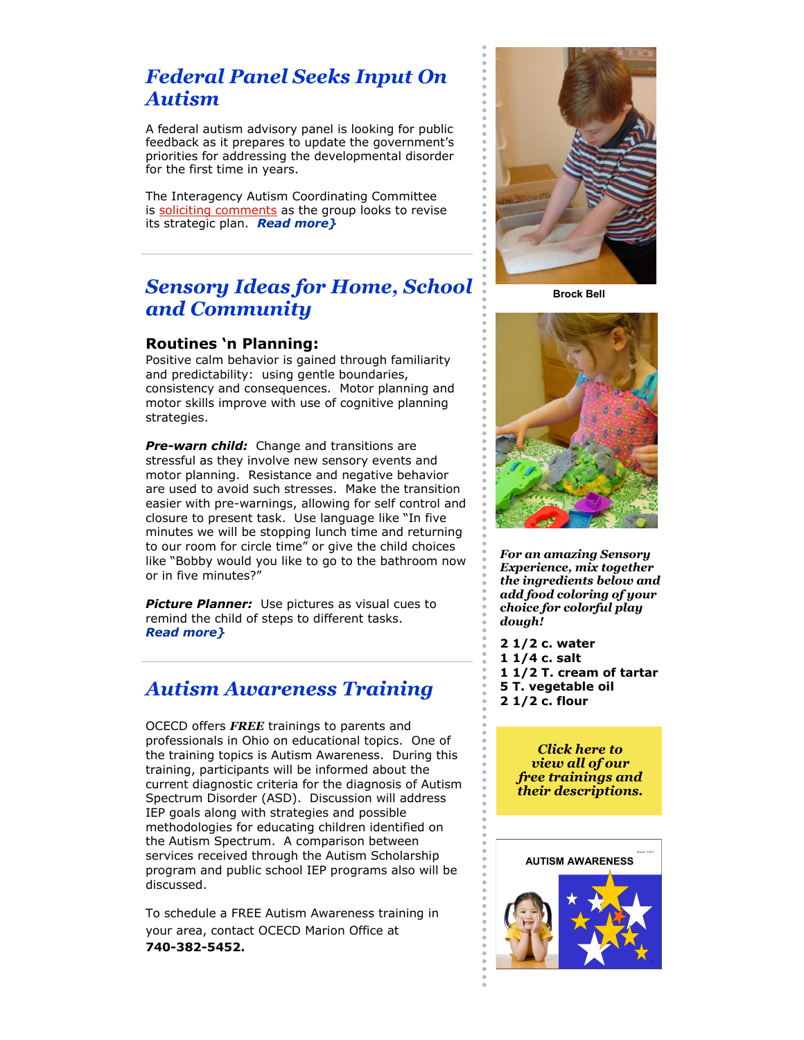## *Federal Panel Seeks Input On Autism*

A federal autism advisory panel is looking for public feedback as it prepares to update the government's priorities for addressing the developmental disorder for the first time in years.

The Interagency Autism Coordinating Committee is soliciting comments as the group looks to revise its strategic plan. ***Read more}***

## *Sensory Ideas for Home, School and Community*

### Routines 'n Planning:

Positive calm behavior is gained through familiarity and predictability: using gentle boundaries, consistency and consequences. Motor planning and motor skills improve with use of cognitive planning strategies.

***Pre-warn child:*** Change and transitions are stressful as they involve new sensory events and motor planning. Resistance and negative behavior are used to avoid such stresses. Make the transition easier with pre-warnings, allowing for self control and closure to present task. Use language like "In five minutes we will be stopping lunch time and returning to our room for circle time" or give the child choices like "Bobby would you like to go to the bathroom now or in five minutes?"

***Picture Planner:*** Use pictures as visual cues to remind the child of steps to different tasks.
***Read more}***

## *Autism Awareness Training*

OCECD offers ***FREE*** trainings to parents and professionals in Ohio on educational topics. One of the training topics is Autism Awareness. During this training, participants will be informed about the current diagnostic criteria for the diagnosis of Autism Spectrum Disorder (ASD). Discussion will address IEP goals along with strategies and possible methodologies for educating children identified on the Autism Spectrum. A comparison between services received through the Autism Scholarship program and public school IEP programs also will be discussed.

To schedule a FREE Autism Awareness training in your area, contact OCECD Marion Office at **740-382-5452.**

**Brock Bell**

***For an amazing Sensory Experience, mix together the ingredients below and add food coloring of your choice for colorful play dough!***

**2 1/2 c. water**
**1 1/4 c. salt**
**1 1/2 T. cream of tartar**
**5 T. vegetable oil**
**2 1/2 c. flour**

***Click here to view all of our free trainings and their descriptions.***

AUTISM AWARENESS